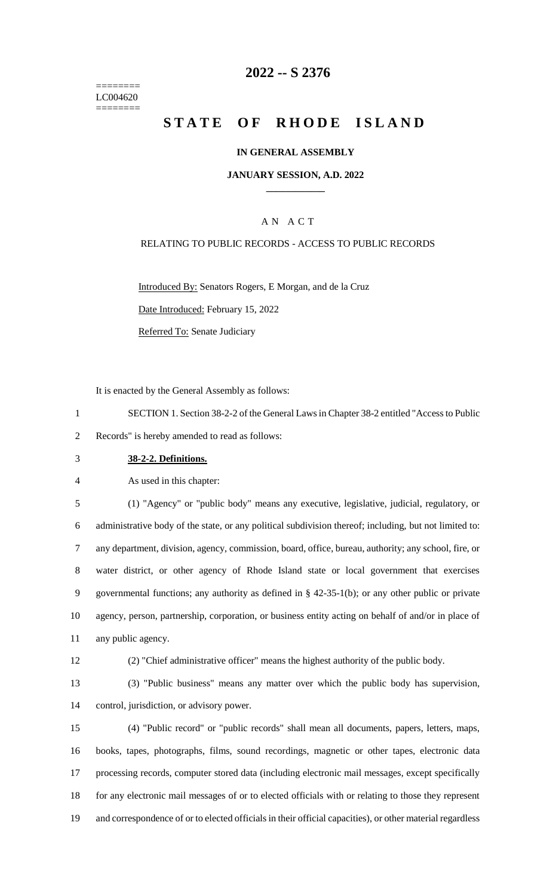======== 
LC004620 
========

# 2022 -- S 2376

# STATE OF RHODE ISLAND

### IN GENERAL ASSEMBLY

### JANUARY SESSION, A.D. 2022

## A N A C T

RELATING TO PUBLIC RECORDS - ACCESS TO PUBLIC RECORDS

Introduced By: Senators Rogers, E Morgan, and de la Cruz

Date Introduced: February 15, 2022

Referred To: Senate Judiciary

It is enacted by the General Assembly as follows:

1 SECTION 1. Section 38-2-2 of the General Laws in Chapter 38-2 entitled "Access to Public
2 Records" is hereby amended to read as follows:

3 **38-2-2. Definitions.**

4 As used in this chapter:

5 (1) "Agency" or "public body" means any executive, legislative, judicial, regulatory, or
6 administrative body of the state, or any political subdivision thereof; including, but not limited to:
7 any department, division, agency, commission, board, office, bureau, authority; any school, fire, or
8 water district, or other agency of Rhode Island state or local government that exercises
9 governmental functions; any authority as defined in § 42-35-1(b); or any other public or private
10 agency, person, partnership, corporation, or business entity acting on behalf of and/or in place of
11 any public agency.

12 (2) "Chief administrative officer" means the highest authority of the public body.

13 (3) "Public business" means any matter over which the public body has supervision,
14 control, jurisdiction, or advisory power.

15 (4) "Public record" or "public records" shall mean all documents, papers, letters, maps,
16 books, tapes, photographs, films, sound recordings, magnetic or other tapes, electronic data
17 processing records, computer stored data (including electronic mail messages, except specifically
18 for any electronic mail messages of or to elected officials with or relating to those they represent
19 and correspondence of or to elected officials in their official capacities), or other material regardless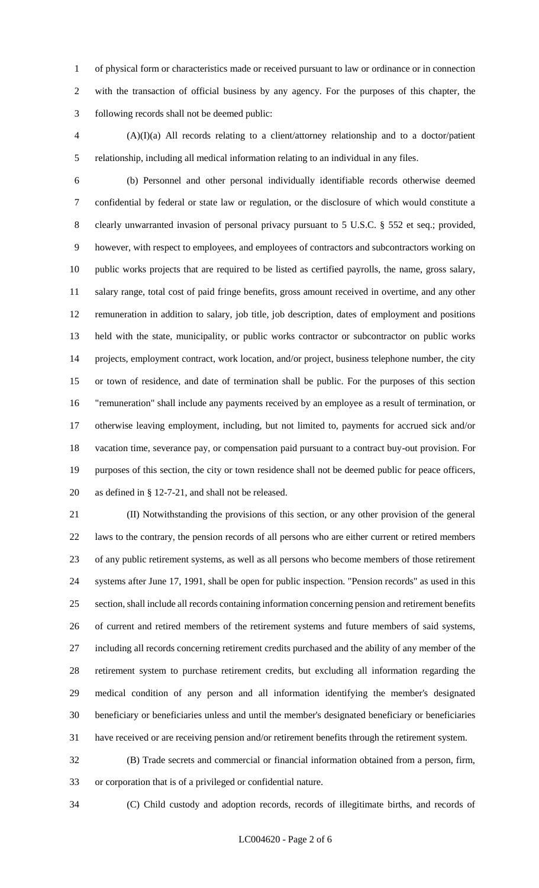of physical form or characteristics made or received pursuant to law or ordinance or in connection with the transaction of official business by any agency. For the purposes of this chapter, the following records shall not be deemed public:

(A)(I)(a) All records relating to a client/attorney relationship and to a doctor/patient relationship, including all medical information relating to an individual in any files.

(b) Personnel and other personal individually identifiable records otherwise deemed confidential by federal or state law or regulation, or the disclosure of which would constitute a clearly unwarranted invasion of personal privacy pursuant to 5 U.S.C. § 552 et seq.; provided, however, with respect to employees, and employees of contractors and subcontractors working on public works projects that are required to be listed as certified payrolls, the name, gross salary, salary range, total cost of paid fringe benefits, gross amount received in overtime, and any other remuneration in addition to salary, job title, job description, dates of employment and positions held with the state, municipality, or public works contractor or subcontractor on public works projects, employment contract, work location, and/or project, business telephone number, the city or town of residence, and date of termination shall be public. For the purposes of this section "remuneration" shall include any payments received by an employee as a result of termination, or otherwise leaving employment, including, but not limited to, payments for accrued sick and/or vacation time, severance pay, or compensation paid pursuant to a contract buy-out provision. For purposes of this section, the city or town residence shall not be deemed public for peace officers, as defined in § 12-7-21, and shall not be released.

(II) Notwithstanding the provisions of this section, or any other provision of the general laws to the contrary, the pension records of all persons who are either current or retired members of any public retirement systems, as well as all persons who become members of those retirement systems after June 17, 1991, shall be open for public inspection. "Pension records" as used in this section, shall include all records containing information concerning pension and retirement benefits of current and retired members of the retirement systems and future members of said systems, including all records concerning retirement credits purchased and the ability of any member of the retirement system to purchase retirement credits, but excluding all information regarding the medical condition of any person and all information identifying the member's designated beneficiary or beneficiaries unless and until the member's designated beneficiary or beneficiaries have received or are receiving pension and/or retirement benefits through the retirement system.

(B) Trade secrets and commercial or financial information obtained from a person, firm, or corporation that is of a privileged or confidential nature.

(C) Child custody and adoption records, records of illegitimate births, and records of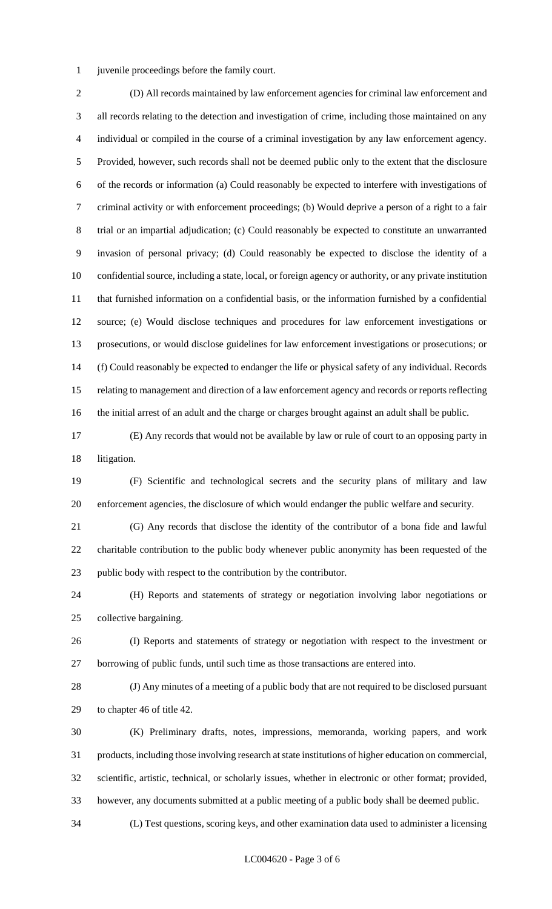juvenile proceedings before the family court.

(D) All records maintained by law enforcement agencies for criminal law enforcement and all records relating to the detection and investigation of crime, including those maintained on any individual or compiled in the course of a criminal investigation by any law enforcement agency. Provided, however, such records shall not be deemed public only to the extent that the disclosure of the records or information (a) Could reasonably be expected to interfere with investigations of criminal activity or with enforcement proceedings; (b) Would deprive a person of a right to a fair trial or an impartial adjudication; (c) Could reasonably be expected to constitute an unwarranted invasion of personal privacy; (d) Could reasonably be expected to disclose the identity of a confidential source, including a state, local, or foreign agency or authority, or any private institution that furnished information on a confidential basis, or the information furnished by a confidential source; (e) Would disclose techniques and procedures for law enforcement investigations or prosecutions, or would disclose guidelines for law enforcement investigations or prosecutions; or (f) Could reasonably be expected to endanger the life or physical safety of any individual. Records relating to management and direction of a law enforcement agency and records or reports reflecting the initial arrest of an adult and the charge or charges brought against an adult shall be public.

(E) Any records that would not be available by law or rule of court to an opposing party in litigation.

(F) Scientific and technological secrets and the security plans of military and law enforcement agencies, the disclosure of which would endanger the public welfare and security.

(G) Any records that disclose the identity of the contributor of a bona fide and lawful charitable contribution to the public body whenever public anonymity has been requested of the public body with respect to the contribution by the contributor.

(H) Reports and statements of strategy or negotiation involving labor negotiations or collective bargaining.

(I) Reports and statements of strategy or negotiation with respect to the investment or borrowing of public funds, until such time as those transactions are entered into.

(J) Any minutes of a meeting of a public body that are not required to be disclosed pursuant to chapter 46 of title 42.

(K) Preliminary drafts, notes, impressions, memoranda, working papers, and work products, including those involving research at state institutions of higher education on commercial, scientific, artistic, technical, or scholarly issues, whether in electronic or other format; provided, however, any documents submitted at a public meeting of a public body shall be deemed public.

(L) Test questions, scoring keys, and other examination data used to administer a licensing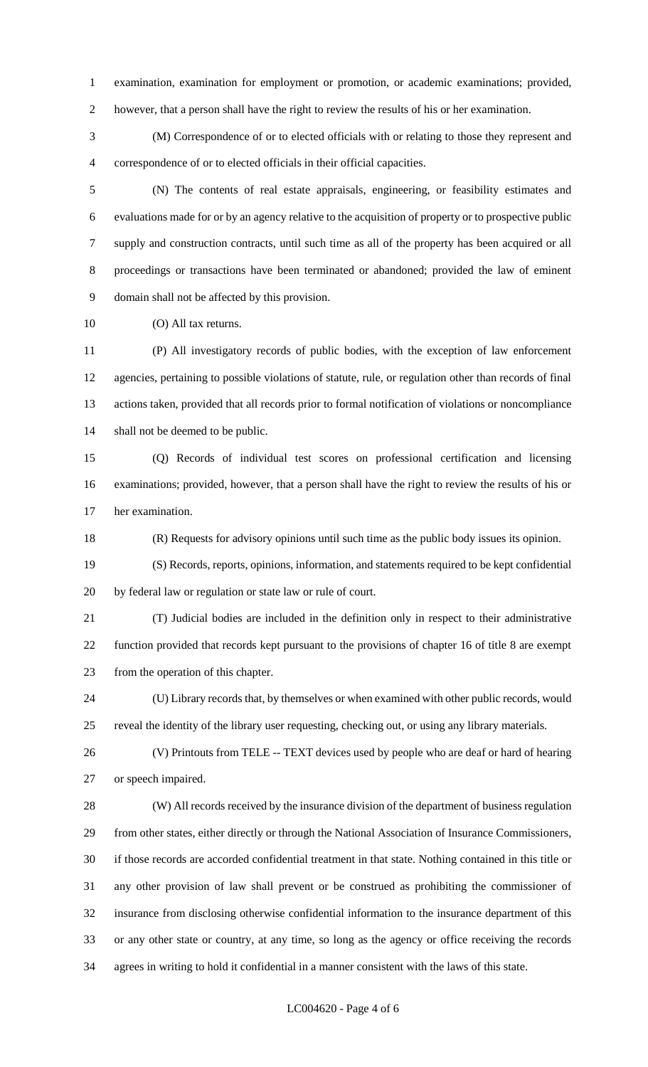examination, examination for employment or promotion, or academic examinations; provided, however, that a person shall have the right to review the results of his or her examination.

(M) Correspondence of or to elected officials with or relating to those they represent and correspondence of or to elected officials in their official capacities.

(N) The contents of real estate appraisals, engineering, or feasibility estimates and evaluations made for or by an agency relative to the acquisition of property or to prospective public supply and construction contracts, until such time as all of the property has been acquired or all proceedings or transactions have been terminated or abandoned; provided the law of eminent domain shall not be affected by this provision.

(O) All tax returns.

(P) All investigatory records of public bodies, with the exception of law enforcement agencies, pertaining to possible violations of statute, rule, or regulation other than records of final actions taken, provided that all records prior to formal notification of violations or noncompliance shall not be deemed to be public.

(Q) Records of individual test scores on professional certification and licensing examinations; provided, however, that a person shall have the right to review the results of his or her examination.

(R) Requests for advisory opinions until such time as the public body issues its opinion.

(S) Records, reports, opinions, information, and statements required to be kept confidential by federal law or regulation or state law or rule of court.

(T) Judicial bodies are included in the definition only in respect to their administrative function provided that records kept pursuant to the provisions of chapter 16 of title 8 are exempt from the operation of this chapter.

(U) Library records that, by themselves or when examined with other public records, would reveal the identity of the library user requesting, checking out, or using any library materials.

(V) Printouts from TELE -- TEXT devices used by people who are deaf or hard of hearing or speech impaired.

(W) All records received by the insurance division of the department of business regulation from other states, either directly or through the National Association of Insurance Commissioners, if those records are accorded confidential treatment in that state. Nothing contained in this title or any other provision of law shall prevent or be construed as prohibiting the commissioner of insurance from disclosing otherwise confidential information to the insurance department of this or any other state or country, at any time, so long as the agency or office receiving the records agrees in writing to hold it confidential in a manner consistent with the laws of this state.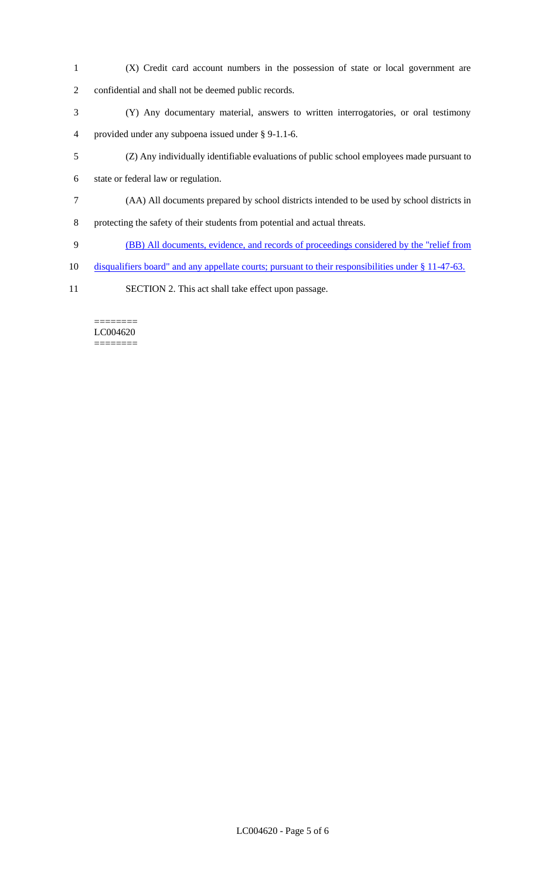(X) Credit card account numbers in the possession of state or local government are confidential and shall not be deemed public records.

(Y) Any documentary material, answers to written interrogatories, or oral testimony provided under any subpoena issued under § 9-1.1-6.

(Z) Any individually identifiable evaluations of public school employees made pursuant to state or federal law or regulation.

(AA) All documents prepared by school districts intended to be used by school districts in protecting the safety of their students from potential and actual threats.

(BB) All documents, evidence, and records of proceedings considered by the "relief from disqualifiers board" and any appellate courts; pursuant to their responsibilities under § 11-47-63.

SECTION 2. This act shall take effect upon passage.

========
LC004620
========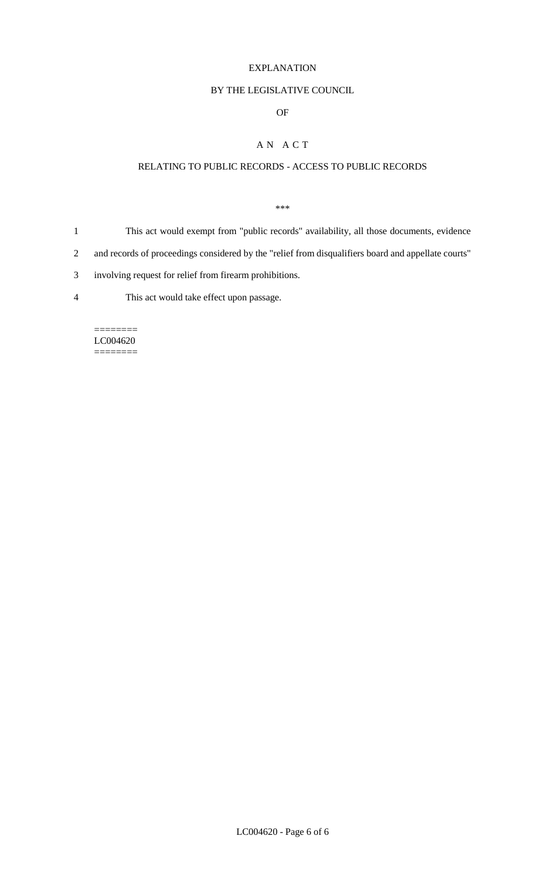EXPLANATION

BY THE LEGISLATIVE COUNCIL

OF

A N A C T

RELATING TO PUBLIC RECORDS - ACCESS TO PUBLIC RECORDS

\*\*\*

1 This act would exempt from "public records" availability, all those documents, evidence
2 and records of proceedings considered by the "relief from disqualifiers board and appellate courts"
3 involving request for relief from firearm prohibitions.
4 This act would take effect upon passage.

========
LC004620
========